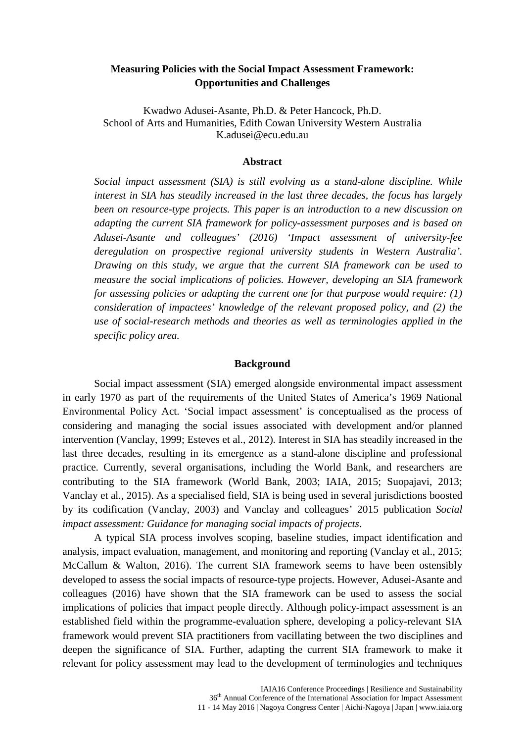# Measuring Policies with the Social Impact Assessment Framework: Opportunities and Challenges

Kwadwo Adusei-Asante, Ph.D. & Peter Hancock, Ph.D.
School of Arts and Humanities, Edith Cowan University Western Australia
K.adusei@ecu.edu.au

## Abstract

*Social impact assessment (SIA) is still evolving as a stand-alone discipline. While interest in SIA has steadily increased in the last three decades, the focus has largely been on resource-type projects. This paper is an introduction to a new discussion on adapting the current SIA framework for policy-assessment purposes and is based on Adusei-Asante and colleagues' (2016) 'Impact assessment of university-fee deregulation on prospective regional university students in Western Australia'. Drawing on this study, we argue that the current SIA framework can be used to measure the social implications of policies. However, developing an SIA framework for assessing policies or adapting the current one for that purpose would require: (1) consideration of impactees' knowledge of the relevant proposed policy, and (2) the use of social-research methods and theories as well as terminologies applied in the specific policy area.*

## Background

Social impact assessment (SIA) emerged alongside environmental impact assessment in early 1970 as part of the requirements of the United States of America's 1969 National Environmental Policy Act. 'Social impact assessment' is conceptualised as the process of considering and managing the social issues associated with development and/or planned intervention (Vanclay, 1999; Esteves et al., 2012). Interest in SIA has steadily increased in the last three decades, resulting in its emergence as a stand-alone discipline and professional practice. Currently, several organisations, including the World Bank, and researchers are contributing to the SIA framework (World Bank, 2003; IAIA, 2015; Suopajavi, 2013; Vanclay et al., 2015). As a specialised field, SIA is being used in several jurisdictions boosted by its codification (Vanclay, 2003) and Vanclay and colleagues' 2015 publication *Social impact assessment: Guidance for managing social impacts of projects*.

A typical SIA process involves scoping, baseline studies, impact identification and analysis, impact evaluation, management, and monitoring and reporting (Vanclay et al., 2015; McCallum & Walton, 2016). The current SIA framework seems to have been ostensibly developed to assess the social impacts of resource-type projects. However, Adusei-Asante and colleagues (2016) have shown that the SIA framework can be used to assess the social implications of policies that impact people directly. Although policy-impact assessment is an established field within the programme-evaluation sphere, developing a policy-relevant SIA framework would prevent SIA practitioners from vacillating between the two disciplines and deepen the significance of SIA. Further, adapting the current SIA framework to make it relevant for policy assessment may lead to the development of terminologies and techniques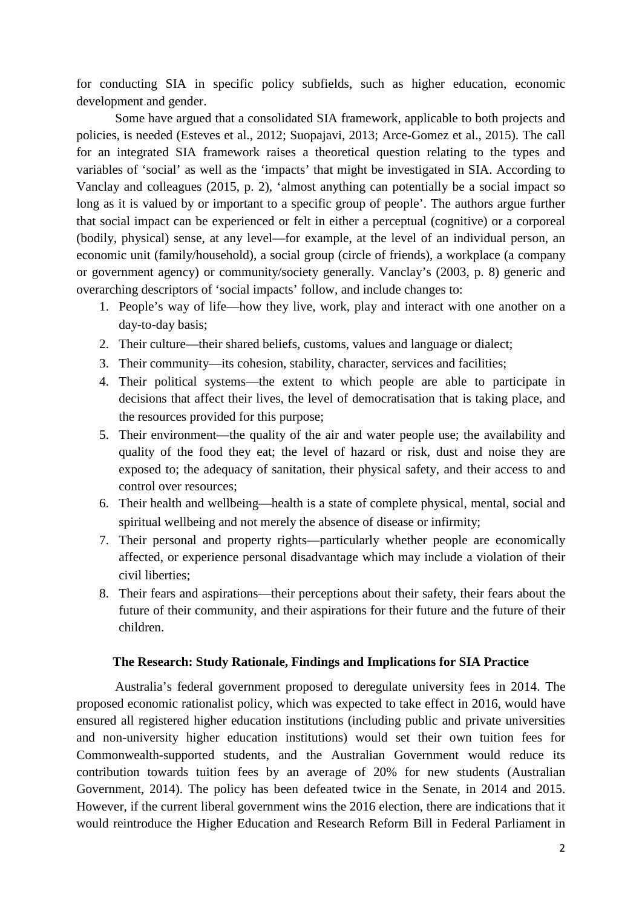for conducting SIA in specific policy subfields, such as higher education, economic development and gender.

Some have argued that a consolidated SIA framework, applicable to both projects and policies, is needed (Esteves et al., 2012; Suopajavi, 2013; Arce-Gomez et al., 2015). The call for an integrated SIA framework raises a theoretical question relating to the types and variables of 'social' as well as the 'impacts' that might be investigated in SIA. According to Vanclay and colleagues (2015, p. 2), 'almost anything can potentially be a social impact so long as it is valued by or important to a specific group of people'. The authors argue further that social impact can be experienced or felt in either a perceptual (cognitive) or a corporeal (bodily, physical) sense, at any level—for example, at the level of an individual person, an economic unit (family/household), a social group (circle of friends), a workplace (a company or government agency) or community/society generally. Vanclay's (2003, p. 8) generic and overarching descriptors of 'social impacts' follow, and include changes to:

1. People's way of life—how they live, work, play and interact with one another on a day-to-day basis;
2. Their culture—their shared beliefs, customs, values and language or dialect;
3. Their community—its cohesion, stability, character, services and facilities;
4. Their political systems—the extent to which people are able to participate in decisions that affect their lives, the level of democratisation that is taking place, and the resources provided for this purpose;
5. Their environment—the quality of the air and water people use; the availability and quality of the food they eat; the level of hazard or risk, dust and noise they are exposed to; the adequacy of sanitation, their physical safety, and their access to and control over resources;
6. Their health and wellbeing—health is a state of complete physical, mental, social and spiritual wellbeing and not merely the absence of disease or infirmity;
7. Their personal and property rights—particularly whether people are economically affected, or experience personal disadvantage which may include a violation of their civil liberties;
8. Their fears and aspirations—their perceptions about their safety, their fears about the future of their community, and their aspirations for their future and the future of their children.

## The Research: Study Rationale, Findings and Implications for SIA Practice

Australia's federal government proposed to deregulate university fees in 2014. The proposed economic rationalist policy, which was expected to take effect in 2016, would have ensured all registered higher education institutions (including public and private universities and non-university higher education institutions) would set their own tuition fees for Commonwealth-supported students, and the Australian Government would reduce its contribution towards tuition fees by an average of 20% for new students (Australian Government, 2014). The policy has been defeated twice in the Senate, in 2014 and 2015. However, if the current liberal government wins the 2016 election, there are indications that it would reintroduce the Higher Education and Research Reform Bill in Federal Parliament in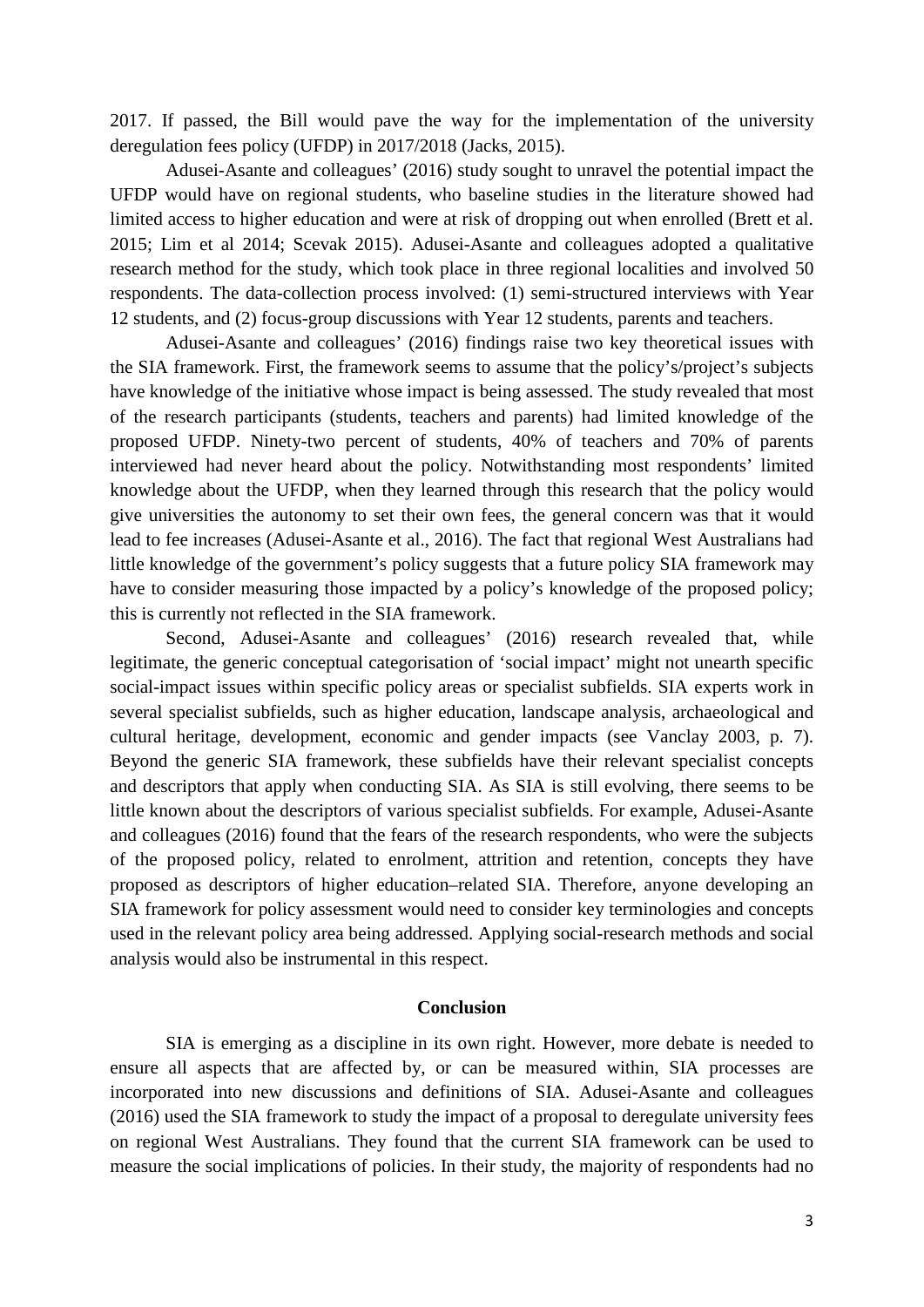2017. If passed, the Bill would pave the way for the implementation of the university deregulation fees policy (UFDP) in 2017/2018 (Jacks, 2015).

Adusei-Asante and colleagues' (2016) study sought to unravel the potential impact the UFDP would have on regional students, who baseline studies in the literature showed had limited access to higher education and were at risk of dropping out when enrolled (Brett et al. 2015; Lim et al 2014; Scevak 2015). Adusei-Asante and colleagues adopted a qualitative research method for the study, which took place in three regional localities and involved 50 respondents. The data-collection process involved: (1) semi-structured interviews with Year 12 students, and (2) focus-group discussions with Year 12 students, parents and teachers.

Adusei-Asante and colleagues' (2016) findings raise two key theoretical issues with the SIA framework. First, the framework seems to assume that the policy's/project's subjects have knowledge of the initiative whose impact is being assessed. The study revealed that most of the research participants (students, teachers and parents) had limited knowledge of the proposed UFDP. Ninety-two percent of students, 40% of teachers and 70% of parents interviewed had never heard about the policy. Notwithstanding most respondents' limited knowledge about the UFDP, when they learned through this research that the policy would give universities the autonomy to set their own fees, the general concern was that it would lead to fee increases (Adusei-Asante et al., 2016). The fact that regional West Australians had little knowledge of the government's policy suggests that a future policy SIA framework may have to consider measuring those impacted by a policy's knowledge of the proposed policy; this is currently not reflected in the SIA framework.

Second, Adusei-Asante and colleagues' (2016) research revealed that, while legitimate, the generic conceptual categorisation of 'social impact' might not unearth specific social-impact issues within specific policy areas or specialist subfields. SIA experts work in several specialist subfields, such as higher education, landscape analysis, archaeological and cultural heritage, development, economic and gender impacts (see Vanclay 2003, p. 7). Beyond the generic SIA framework, these subfields have their relevant specialist concepts and descriptors that apply when conducting SIA. As SIA is still evolving, there seems to be little known about the descriptors of various specialist subfields. For example, Adusei-Asante and colleagues (2016) found that the fears of the research respondents, who were the subjects of the proposed policy, related to enrolment, attrition and retention, concepts they have proposed as descriptors of higher education–related SIA. Therefore, anyone developing an SIA framework for policy assessment would need to consider key terminologies and concepts used in the relevant policy area being addressed. Applying social-research methods and social analysis would also be instrumental in this respect.

## Conclusion

SIA is emerging as a discipline in its own right. However, more debate is needed to ensure all aspects that are affected by, or can be measured within, SIA processes are incorporated into new discussions and definitions of SIA. Adusei-Asante and colleagues (2016) used the SIA framework to study the impact of a proposal to deregulate university fees on regional West Australians. They found that the current SIA framework can be used to measure the social implications of policies. In their study, the majority of respondents had no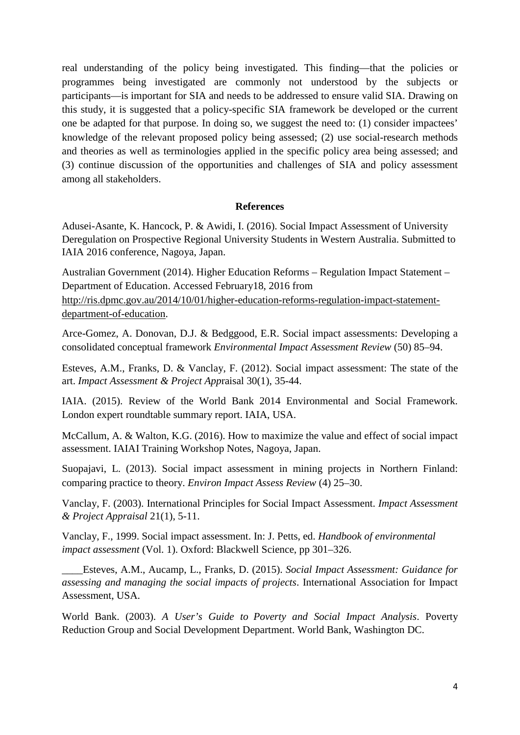real understanding of the policy being investigated. This finding—that the policies or programmes being investigated are commonly not understood by the subjects or participants—is important for SIA and needs to be addressed to ensure valid SIA. Drawing on this study, it is suggested that a policy-specific SIA framework be developed or the current one be adapted for that purpose. In doing so, we suggest the need to: (1) consider impactees' knowledge of the relevant proposed policy being assessed; (2) use social-research methods and theories as well as terminologies applied in the specific policy area being assessed; and (3) continue discussion of the opportunities and challenges of SIA and policy assessment among all stakeholders.

## References

Adusei-Asante, K. Hancock, P. & Awidi, I. (2016). Social Impact Assessment of University Deregulation on Prospective Regional University Students in Western Australia. Submitted to IAIA 2016 conference, Nagoya, Japan.

Australian Government (2014). Higher Education Reforms – Regulation Impact Statement – Department of Education. Accessed February18, 2016 from http://ris.dpmc.gov.au/2014/10/01/higher-education-reforms-regulation-impact-statement-department-of-education.

Arce-Gomez, A. Donovan, D.J. & Bedggood, E.R. Social impact assessments: Developing a consolidated conceptual framework *Environmental Impact Assessment Review* (50) 85–94.

Esteves, A.M., Franks, D. & Vanclay, F. (2012). Social impact assessment: The state of the art. *Impact Assessment & Project App*raisal 30(1), 35-44.

IAIA. (2015). Review of the World Bank 2014 Environmental and Social Framework. London expert roundtable summary report. IAIA, USA.

McCallum, A. & Walton, K.G. (2016). How to maximize the value and effect of social impact assessment. IAIAI Training Workshop Notes, Nagoya, Japan.

Suopajavi, L. (2013). Social impact assessment in mining projects in Northern Finland: comparing practice to theory. *Environ Impact Assess Review* (4) 25–30.

Vanclay, F. (2003). International Principles for Social Impact Assessment. *Impact Assessment & Project Appraisal* 21(1), 5-11.

Vanclay, F., 1999. Social impact assessment. In: J. Petts, ed. *Handbook of environmental impact assessment* (Vol. 1). Oxford: Blackwell Science, pp 301–326.

____Esteves, A.M., Aucamp, L., Franks, D. (2015). *Social Impact Assessment: Guidance for assessing and managing the social impacts of projects*. International Association for Impact Assessment, USA.

World Bank. (2003). *A User's Guide to Poverty and Social Impact Analysis*. Poverty Reduction Group and Social Development Department. World Bank, Washington DC.